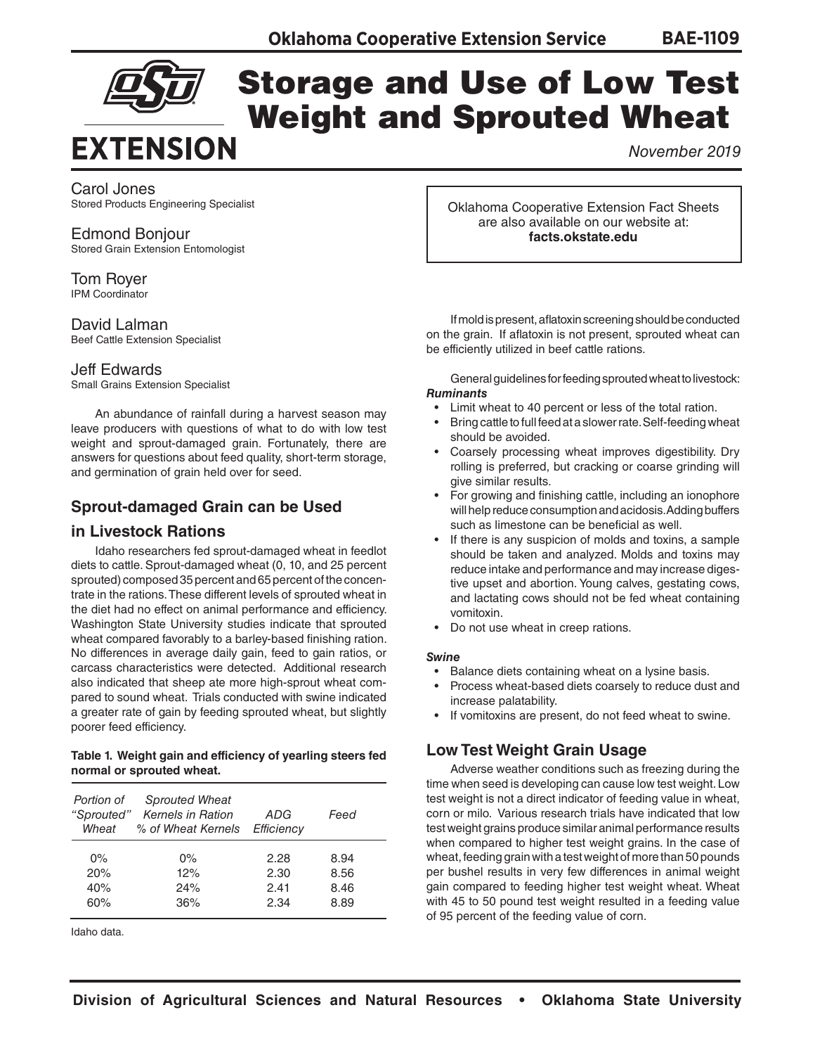# Storage and Use of Low Test Weight and Sprouted Wheat

November 2019

Carol Jones
Stored Products Engineering Specialist

Edmond Bonjour
Stored Grain Extension Entomologist

Tom Royer
IPM Coordinator

David Lalman
Beef Cattle Extension Specialist

Jeff Edwards
Small Grains Extension Specialist

Oklahoma Cooperative Extension Fact Sheets are also available on our website at: **facts.okstate.edu**

An abundance of rainfall during a harvest season may leave producers with questions of what to do with low test weight and sprout-damaged grain. Fortunately, there are answers for questions about feed quality, short-term storage, and germination of grain held over for seed.

## Sprout-damaged Grain can be Used in Livestock Rations

Idaho researchers fed sprout-damaged wheat in feedlot diets to cattle. Sprout-damaged wheat (0, 10, and 25 percent sprouted) composed 35 percent and 65 percent of the concentrate in the rations. These different levels of sprouted wheat in the diet had no effect on animal performance and efficiency. Washington State University studies indicate that sprouted wheat compared favorably to a barley-based finishing ration. No differences in average daily gain, feed to gain ratios, or carcass characteristics were detected. Additional research also indicated that sheep ate more high-sprout wheat compared to sound wheat. Trials conducted with swine indicated a greater rate of gain by feeding sprouted wheat, but slightly poorer feed efficiency.

**Table 1. Weight gain and efficiency of yearling steers fed normal or sprouted wheat.**

| *Portion of "Sprouted" Wheat* | *Sprouted Wheat Kernels in Ration % of Wheat Kernels* | *ADG Efficiency* | *Feed* |
|---|---|---|---|
| 0% | 0% | 2.28 | 8.94 |
| 20% | 12% | 2.30 | 8.56 |
| 40% | 24% | 2.41 | 8.46 |
| 60% | 36% | 2.34 | 8.89 |

Idaho data.

If mold is present, aflatoxin screening should be conducted on the grain. If aflatoxin is not present, sprouted wheat can be efficiently utilized in beef cattle rations.

General guidelines for feeding sprouted wheat to livestock:

***Ruminants***

- Limit wheat to 40 percent or less of the total ration.
- Bring cattle to full feed at a slower rate. Self-feeding wheat should be avoided.
- Coarsely processing wheat improves digestibility. Dry rolling is preferred, but cracking or coarse grinding will give similar results.
- For growing and finishing cattle, including an ionophore will help reduce consumption and acidosis. Adding buffers such as limestone can be beneficial as well.
- If there is any suspicion of molds and toxins, a sample should be taken and analyzed. Molds and toxins may reduce intake and performance and may increase digestive upset and abortion. Young calves, gestating cows, and lactating cows should not be fed wheat containing vomitoxin.
- Do not use wheat in creep rations.

***Swine***

- Balance diets containing wheat on a lysine basis.
- Process wheat-based diets coarsely to reduce dust and increase palatability.
- If vomitoxins are present, do not feed wheat to swine.

## Low Test Weight Grain Usage

Adverse weather conditions such as freezing during the time when seed is developing can cause low test weight. Low test weight is not a direct indicator of feeding value in wheat, corn or milo. Various research trials have indicated that low test weight grains produce similar animal performance results when compared to higher test weight grains. In the case of wheat, feeding grain with a test weight of more than 50 pounds per bushel results in very few differences in animal weight gain compared to feeding higher test weight wheat. Wheat with 45 to 50 pound test weight resulted in a feeding value of 95 percent of the feeding value of corn.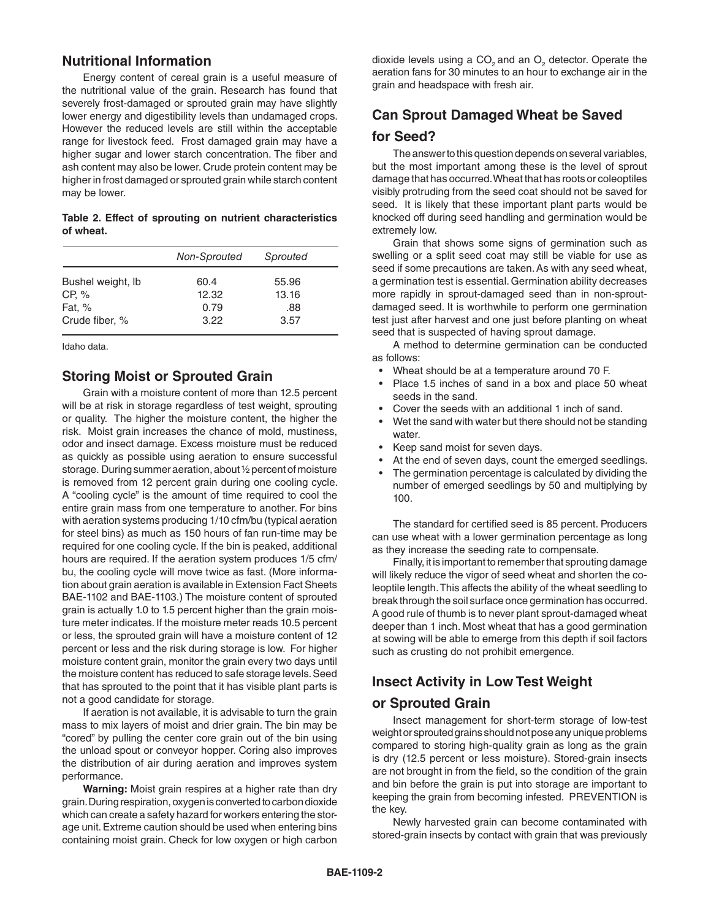## Nutritional Information

Energy content of cereal grain is a useful measure of the nutritional value of the grain. Research has found that severely frost-damaged or sprouted grain may have slightly lower energy and digestibility levels than undamaged crops. However the reduced levels are still within the acceptable range for livestock feed. Frost damaged grain may have a higher sugar and lower starch concentration. The fiber and ash content may also be lower. Crude protein content may be higher in frost damaged or sprouted grain while starch content may be lower.

**Table 2. Effect of sprouting on nutrient characteristics of wheat.**

| | *Non-Sprouted* | *Sprouted* |
|---|---|---|
| Bushel weight, lb | 60.4 | 55.96 |
| CP, % | 12.32 | 13.16 |
| Fat, % | 0.79 | .88 |
| Crude fiber, % | 3.22 | 3.57 |

Idaho data.

## Storing Moist or Sprouted Grain

Grain with a moisture content of more than 12.5 percent will be at risk in storage regardless of test weight, sprouting or quality. The higher the moisture content, the higher the risk. Moist grain increases the chance of mold, mustiness, odor and insect damage. Excess moisture must be reduced as quickly as possible using aeration to ensure successful storage. During summer aeration, about ½ percent of moisture is removed from 12 percent grain during one cooling cycle. A "cooling cycle" is the amount of time required to cool the entire grain mass from one temperature to another. For bins with aeration systems producing 1/10 cfm/bu (typical aeration for steel bins) as much as 150 hours of fan run-time may be required for one cooling cycle. If the bin is peaked, additional hours are required. If the aeration system produces 1/5 cfm/bu, the cooling cycle will move twice as fast. (More information about grain aeration is available in Extension Fact Sheets BAE-1102 and BAE-1103.) The moisture content of sprouted grain is actually 1.0 to 1.5 percent higher than the grain moisture meter indicates. If the moisture meter reads 10.5 percent or less, the sprouted grain will have a moisture content of 12 percent or less and the risk during storage is low. For higher moisture content grain, monitor the grain every two days until the moisture content has reduced to safe storage levels. Seed that has sprouted to the point that it has visible plant parts is not a good candidate for storage.

If aeration is not available, it is advisable to turn the grain mass to mix layers of moist and drier grain. The bin may be "cored" by pulling the center core grain out of the bin using the unload spout or conveyor hopper. Coring also improves the distribution of air during aeration and improves system performance.

**Warning:** Moist grain respires at a higher rate than dry grain. During respiration, oxygen is converted to carbon dioxide which can create a safety hazard for workers entering the storage unit. Extreme caution should be used when entering bins containing moist grain. Check for low oxygen or high carbon dioxide levels using a $CO_2$ and an $O_2$ detector. Operate the aeration fans for 30 minutes to an hour to exchange air in the grain and headspace with fresh air.

## Can Sprout Damaged Wheat be Saved for Seed?

The answer to this question depends on several variables, but the most important among these is the level of sprout damage that has occurred. Wheat that has roots or coleoptiles visibly protruding from the seed coat should not be saved for seed. It is likely that these important plant parts would be knocked off during seed handling and germination would be extremely low.

Grain that shows some signs of germination such as swelling or a split seed coat may still be viable for use as seed if some precautions are taken. As with any seed wheat, a germination test is essential. Germination ability decreases more rapidly in sprout-damaged seed than in non-sprout-damaged seed. It is worthwhile to perform one germination test just after harvest and one just before planting on wheat seed that is suspected of having sprout damage.

A method to determine germination can be conducted as follows:

- Wheat should be at a temperature around 70 F.
- Place 1.5 inches of sand in a box and place 50 wheat seeds in the sand.
- Cover the seeds with an additional 1 inch of sand.
- Wet the sand with water but there should not be standing water.
- Keep sand moist for seven days.
- At the end of seven days, count the emerged seedlings.
- The germination percentage is calculated by dividing the number of emerged seedlings by 50 and multiplying by 100.

The standard for certified seed is 85 percent. Producers can use wheat with a lower germination percentage as long as they increase the seeding rate to compensate.

Finally, it is important to remember that sprouting damage will likely reduce the vigor of seed wheat and shorten the coleoptile length. This affects the ability of the wheat seedling to break through the soil surface once germination has occurred. A good rule of thumb is to never plant sprout-damaged wheat deeper than 1 inch. Most wheat that has a good germination at sowing will be able to emerge from this depth if soil factors such as crusting do not prohibit emergence.

## Insect Activity in Low Test Weight or Sprouted Grain

Insect management for short-term storage of low-test weight or sprouted grains should not pose any unique problems compared to storing high-quality grain as long as the grain is dry (12.5 percent or less moisture). Stored-grain insects are not brought in from the field, so the condition of the grain and bin before the grain is put into storage are important to keeping the grain from becoming infested. PREVENTION is the key.

Newly harvested grain can become contaminated with stored-grain insects by contact with grain that was previously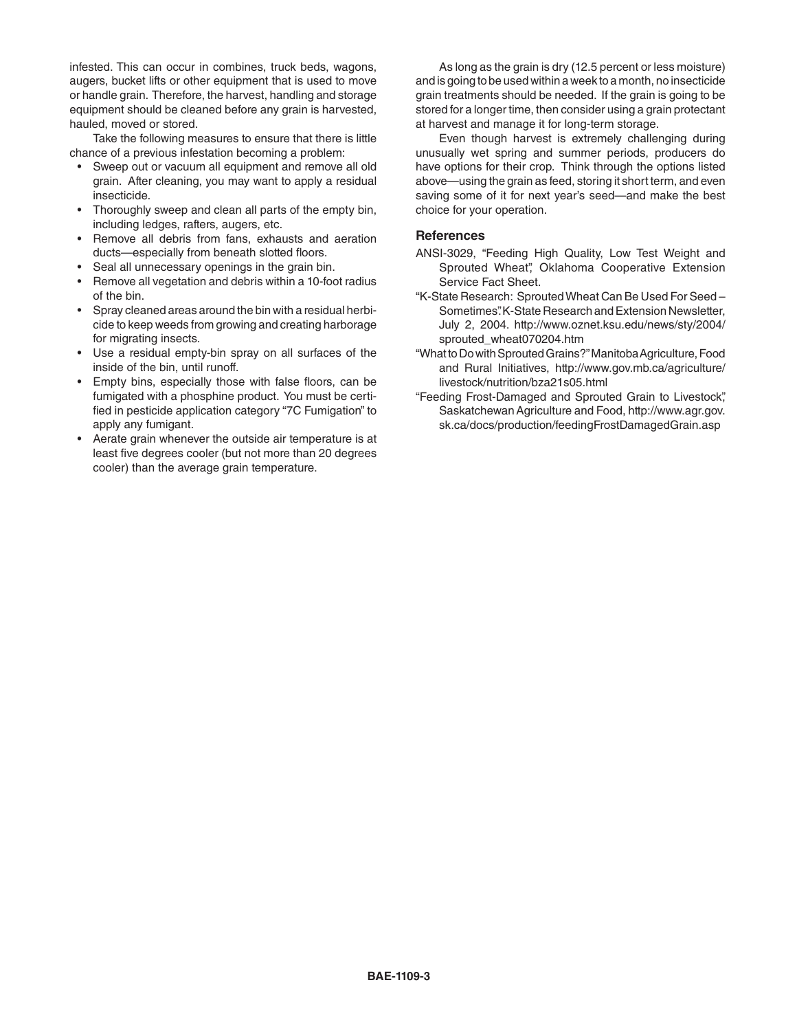infested. This can occur in combines, truck beds, wagons, augers, bucket lifts or other equipment that is used to move or handle grain. Therefore, the harvest, handling and storage equipment should be cleaned before any grain is harvested, hauled, moved or stored.

Take the following measures to ensure that there is little chance of a previous infestation becoming a problem:

- Sweep out or vacuum all equipment and remove all old grain. After cleaning, you may want to apply a residual insecticide.
- Thoroughly sweep and clean all parts of the empty bin, including ledges, rafters, augers, etc.
- Remove all debris from fans, exhausts and aeration ducts—especially from beneath slotted floors.
- Seal all unnecessary openings in the grain bin.
- Remove all vegetation and debris within a 10-foot radius of the bin.
- Spray cleaned areas around the bin with a residual herbicide to keep weeds from growing and creating harborage for migrating insects.
- Use a residual empty-bin spray on all surfaces of the inside of the bin, until runoff.
- Empty bins, especially those with false floors, can be fumigated with a phosphine product. You must be certified in pesticide application category "7C Fumigation" to apply any fumigant.
- Aerate grain whenever the outside air temperature is at least five degrees cooler (but not more than 20 degrees cooler) than the average grain temperature.

As long as the grain is dry (12.5 percent or less moisture) and is going to be used within a week to a month, no insecticide grain treatments should be needed. If the grain is going to be stored for a longer time, then consider using a grain protectant at harvest and manage it for long-term storage.

Even though harvest is extremely challenging during unusually wet spring and summer periods, producers do have options for their crop. Think through the options listed above—using the grain as feed, storing it short term, and even saving some of it for next year's seed—and make the best choice for your operation.

### References

ANSI-3029, "Feeding High Quality, Low Test Weight and Sprouted Wheat", Oklahoma Cooperative Extension Service Fact Sheet.

"K-State Research: Sprouted Wheat Can Be Used For Seed – Sometimes". K-State Research and Extension Newsletter, July 2, 2004. http://www.oznet.ksu.edu/news/sty/2004/sprouted_wheat070204.htm

"What to Do with Sprouted Grains?" Manitoba Agriculture, Food and Rural Initiatives, http://www.gov.mb.ca/agriculture/livestock/nutrition/bza21s05.html

"Feeding Frost-Damaged and Sprouted Grain to Livestock", Saskatchewan Agriculture and Food, http://www.agr.gov.sk.ca/docs/production/feedingFrostDamagedGrain.asp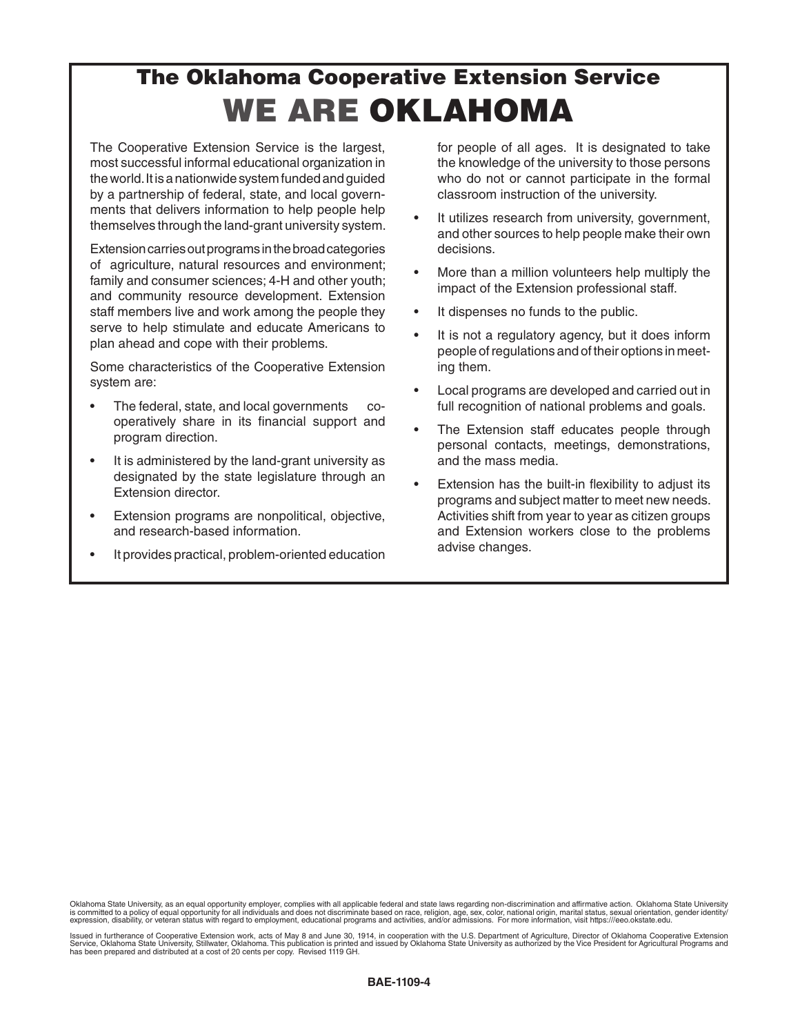# The Oklahoma Cooperative Extension Service
## WE ARE OKLAHOMA

The Cooperative Extension Service is the largest, most successful informal educational organization in the world. It is a nationwide system funded and guided by a partnership of federal, state, and local governments that delivers information to help people help themselves through the land-grant university system.

Extension carries out programs in the broad categories of agriculture, natural resources and environment; family and consumer sciences; 4-H and other youth; and community resource development. Extension staff members live and work among the people they serve to help stimulate and educate Americans to plan ahead and cope with their problems.

Some characteristics of the Cooperative Extension system are:

- The federal, state, and local governments cooperatively share in its financial support and program direction.
- It is administered by the land-grant university as designated by the state legislature through an Extension director.
- Extension programs are nonpolitical, objective, and research-based information.
- It provides practical, problem-oriented education for people of all ages. It is designated to take the knowledge of the university to those persons who do not or cannot participate in the formal classroom instruction of the university.
- It utilizes research from university, government, and other sources to help people make their own decisions.
- More than a million volunteers help multiply the impact of the Extension professional staff.
- It dispenses no funds to the public.
- It is not a regulatory agency, but it does inform people of regulations and of their options in meeting them.
- Local programs are developed and carried out in full recognition of national problems and goals.
- The Extension staff educates people through personal contacts, meetings, demonstrations, and the mass media.
- Extension has the built-in flexibility to adjust its programs and subject matter to meet new needs. Activities shift from year to year as citizen groups and Extension workers close to the problems advise changes.

Oklahoma State University, as an equal opportunity employer, complies with all applicable federal and state laws regarding non-discrimination and affirmative action. Oklahoma State University is committed to a policy of equal opportunity for all individuals and does not discriminate based on race, religion, age, sex, color, national origin, marital status, sexual orientation, gender identity/expression, disability, or veteran status with regard to employment, educational programs and activities, and/or admissions. For more information, visit https:///eeo.okstate.edu.

Issued in furtherance of Cooperative Extension work, acts of May 8 and June 30, 1914, in cooperation with the U.S. Department of Agriculture, Director of Oklahoma Cooperative Extension Service, Oklahoma State University, Stillwater, Oklahoma. This publication is printed and issued by Oklahoma State University as authorized by the Vice President for Agricultural Programs and has been prepared and distributed at a cost of 20 cents per copy. Revised 1119 GH.

**BAE-1109-4**